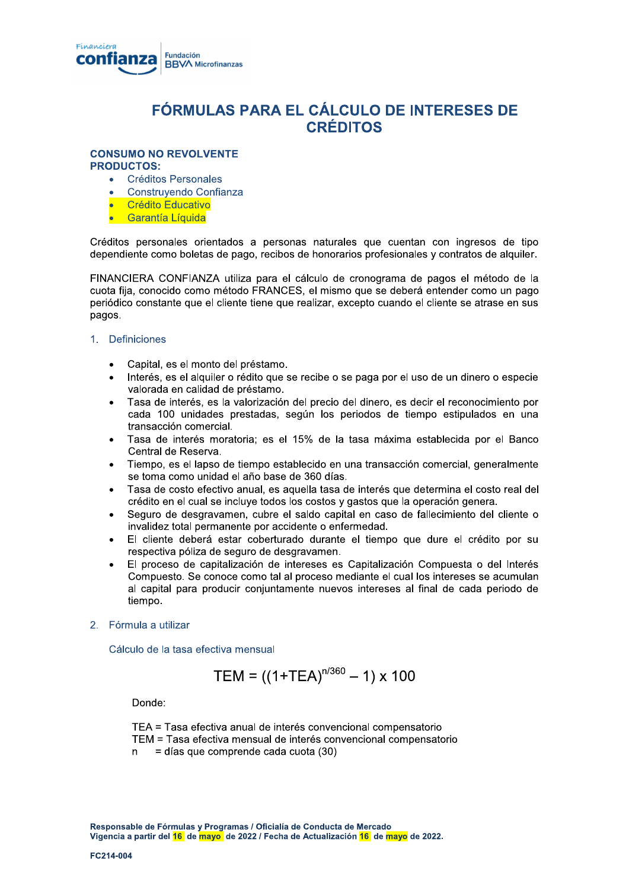# FÓRMULAS PARA EL CÁLCULO DE INTERESES DE CRÉDITOS

**CONSUMO NO REVOLVENTE**
**PRODUCTOS:**

- Créditos Personales
- Construyendo Confianza
- Crédito Educativo
- Garantía Líquida

Créditos personales orientados a personas naturales que cuentan con ingresos de tipo dependiente como boletas de pago, recibos de honorarios profesionales y contratos de alquiler.

FINANCIERA CONFIANZA utiliza para el cálculo de cronograma de pagos el método de la cuota fija, conocido como método FRANCES, el mismo que se deberá entender como un pago periódico constante que el cliente tiene que realizar, excepto cuando el cliente se atrase en sus pagos.

1. Definiciones

- Capital, es el monto del préstamo.
- Interés, es el alquiler o rédito que se recibe o se paga por el uso de un dinero o especie valorada en calidad de préstamo.
- Tasa de interés, es la valorización del precio del dinero, es decir el reconocimiento por cada 100 unidades prestadas, según los periodos de tiempo estipulados en una transacción comercial.
- Tasa de interés moratoria; es el 15% de la tasa máxima establecida por el Banco Central de Reserva.
- Tiempo, es el lapso de tiempo establecido en una transacción comercial, generalmente se toma como unidad el año base de 360 días.
- Tasa de costo efectivo anual, es aquella tasa de interés que determina el costo real del crédito en el cual se incluye todos los costos y gastos que la operación genera.
- Seguro de desgravamen, cubre el saldo capital en caso de fallecimiento del cliente o invalidez total permanente por accidente o enfermedad.
- El cliente deberá estar coberturado durante el tiempo que dure el crédito por su respectiva póliza de seguro de desgravamen.
- El proceso de capitalización de intereses es Capitalización Compuesta o del Interés Compuesto. Se conoce como tal al proceso mediante el cual los intereses se acumulan al capital para producir conjuntamente nuevos intereses al final de cada periodo de tiempo.

2. Fórmula a utilizar

Cálculo de la tasa efectiva mensual

$$TEM = ((1+TEA)^{n/360} - 1) \times 100$$

Donde:

TEA = Tasa efectiva anual de interés convencional compensatorio
TEM = Tasa efectiva mensual de interés convencional compensatorio
n = días que comprende cada cuota (30)

**Responsable de Fórmulas y Programas / Oficialía de Conducta de Mercado**
**Vigencia a partir del 16 de mayo de 2022 / Fecha de Actualización 16 de mayo de 2022.**

**FC214-004**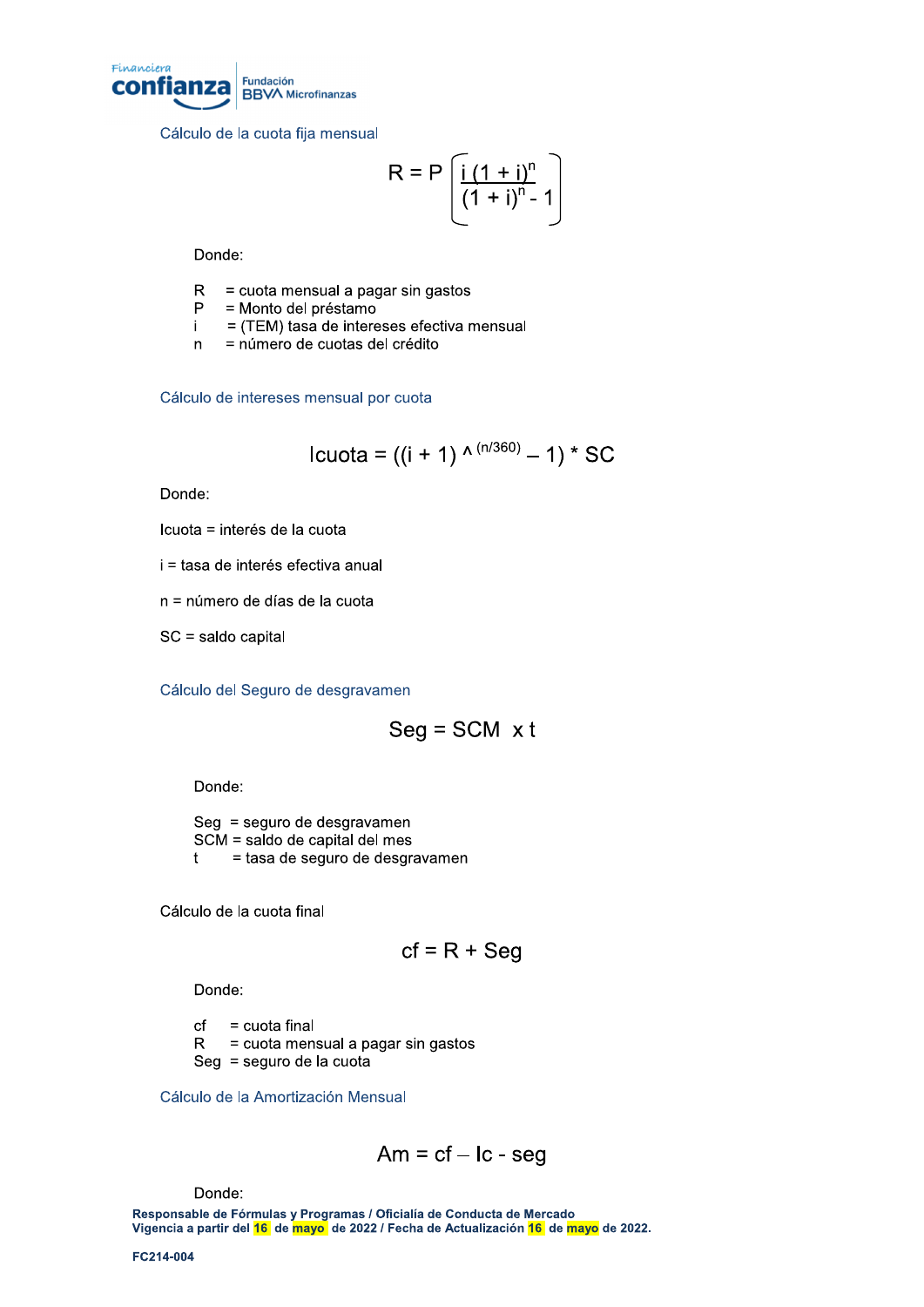## Cálculo de la cuota fija mensual

$$R = P\left[\frac{i\,(1+i)^n}{(1+i)^n - 1}\right]$$

Donde:

R = cuota mensual a pagar sin gastos
P = Monto del préstamo
i = (TEM) tasa de intereses efectiva mensual
n = número de cuotas del crédito

## Cálculo de intereses mensual por cuota

$$Icuota = ((i + 1) \wedge^{(n/360)} - 1) * SC$$

Donde:

Icuota = interés de la cuota

i = tasa de interés efectiva anual

n = número de días de la cuota

SC = saldo capital

## Cálculo del Seguro de desgravamen

$$Seg = SCM \times t$$

Donde:

Seg = seguro de desgravamen
SCM = saldo de capital del mes
t = tasa de seguro de desgravamen

Cálculo de la cuota final

$$cf = R + Seg$$

Donde:

cf = cuota final
R = cuota mensual a pagar sin gastos
Seg = seguro de la cuota

## Cálculo de la Amortización Mensual

$$Am = cf - Ic - seg$$

Donde:

**Responsable de Fórmulas y Programas / Oficialía de Conducta de Mercado**
**Vigencia a partir del 16 de mayo de 2022 / Fecha de Actualización 16 de mayo de 2022.**

**FC214-004**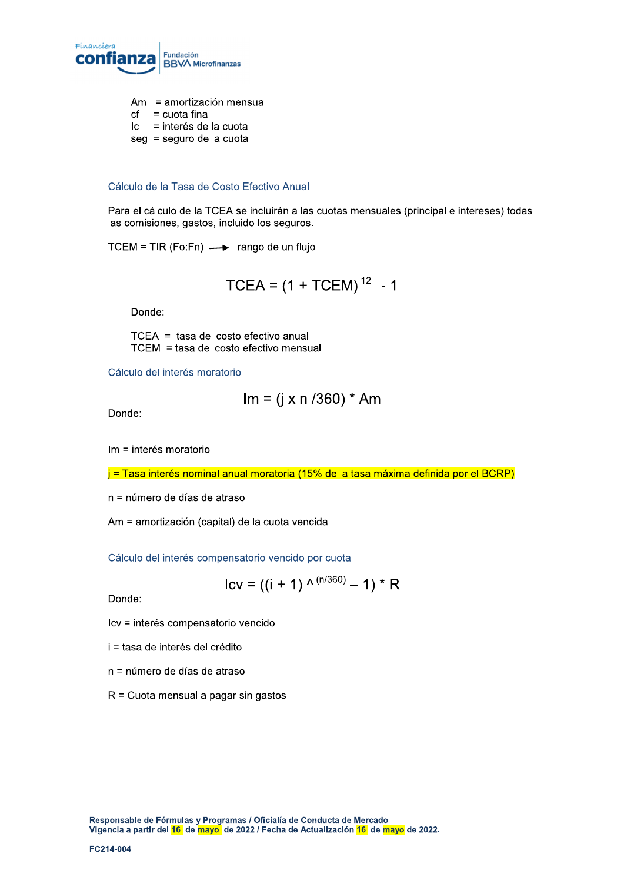Am = amortización mensual
cf = cuota final
Ic = interés de la cuota
seg = seguro de la cuota

## Cálculo de la Tasa de Costo Efectivo Anual

Para el cálculo de la TCEA se incluirán a las cuotas mensuales (principal e intereses) todas las comisiones, gastos, incluido los seguros.

TCEM = TIR (Fo:Fn) ⟶ rango de un flujo

$$TCEA = (1 + TCEM)^{12} - 1$$

Donde:

TCEA = tasa del costo efectivo anual
TCEM = tasa del costo efectivo mensual

## Cálculo del interés moratorio

$$Im = (j \times n / 360) * Am$$

Donde:

Im = interés moratorio

j = Tasa interés nominal anual moratoria (15% de la tasa máxima definida por el BCRP)

n = número de días de atraso

Am = amortización (capital) de la cuota vencida

## Cálculo del interés compensatorio vencido por cuota

$$Icv = ((i + 1)^{(n/360)} - 1) * R$$

Donde:

Icv = interés compensatorio vencido

i = tasa de interés del crédito

n = número de días de atraso

R = Cuota mensual a pagar sin gastos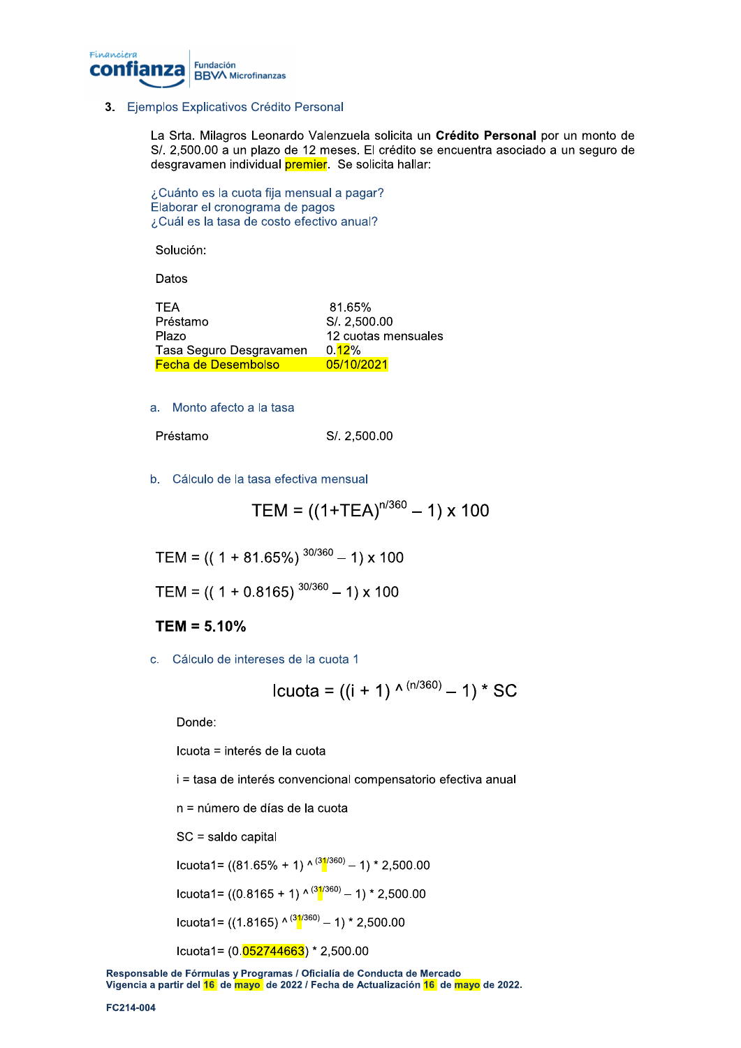## 3. Ejemplos Explicativos Crédito Personal

La Srta. Milagros Leonardo Valenzuela solicita un **Crédito Personal** por un monto de S/. 2,500.00 a un plazo de 12 meses. El crédito se encuentra asociado a un seguro de desgravamen individual premier. Se solicita hallar:

¿Cuánto es la cuota fija mensual a pagar?
Elaborar el cronograma de pagos
¿Cuál es la tasa de costo efectivo anual?

Solución:

Datos

| | |
|---|---|
| TEA | 81.65% |
| Préstamo | S/. 2,500.00 |
| Plazo | 12 cuotas mensuales |
| Tasa Seguro Desgravamen | 0.12% |
| Fecha de Desembolso | 05/10/2021 |

a. Monto afecto a la tasa

Préstamo S/. 2,500.00

b. Cálculo de la tasa efectiva mensual

$$TEM = ((1+TEA)^{n/360} - 1) \times 100$$

$$TEM = ((1 + 81.65\%)^{30/360} - 1) \times 100$$

$$TEM = ((1 + 0.8165)^{30/360} - 1) \times 100$$

**TEM = 5.10%**

c. Cálculo de intereses de la cuota 1

$$Icuota = ((i + 1)^{(n/360)} - 1) * SC$$

Donde:

Icuota = interés de la cuota

i = tasa de interés convencional compensatorio efectiva anual

n = número de días de la cuota

SC = saldo capital

$$Icuota1 = ((81.65\% + 1)^{(31/360)} - 1) * 2{,}500.00$$

$$Icuota1 = ((0.8165 + 1)^{(31/360)} - 1) * 2{,}500.00$$

$$Icuota1 = ((1.8165)^{(31/360)} - 1) * 2{,}500.00$$

$$Icuota1 = (0.052744663) * 2{,}500.00$$

**Responsable de Fórmulas y Programas / Oficialía de Conducta de Mercado**
**Vigencia a partir del 16 de mayo de 2022 / Fecha de Actualización 16 de mayo de 2022.**

**FC214-004**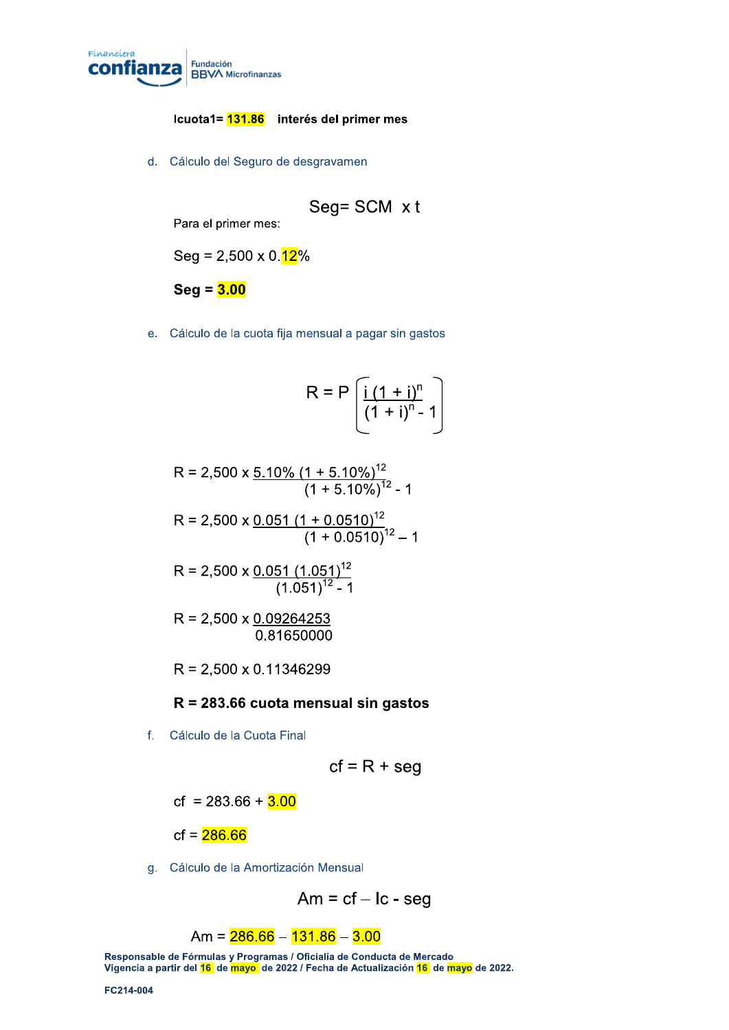**Icuota1= 131.86 interés del primer mes**

d. Cálculo del Seguro de desgravamen

$$Seg = SCM \times t$$

Para el primer mes:

$Seg = 2{,}500 \times 0.12\%$

**Seg = 3.00**

e. Cálculo de la cuota fija mensual a pagar sin gastos

$$R = P \left[ \frac{i\,(1 + i)^n}{(1 + i)^n - 1} \right]$$

$$R = 2{,}500 \times \frac{5.10\%\,(1 + 5.10\%)^{12}}{(1 + 5.10\%)^{12} - 1}$$

$$R = 2{,}500 \times \frac{0.051\,(1 + 0.0510)^{12}}{(1 + 0.0510)^{12} - 1}$$

$$R = 2{,}500 \times \frac{0.051\,(1.051)^{12}}{(1.051)^{12} - 1}$$

$$R = 2{,}500 \times \frac{0.09264253}{0.81650000}$$

$$R = 2{,}500 \times 0.11346299$$

**R = 283.66 cuota mensual sin gastos**

f. Cálculo de la Cuota Final

$$cf = R + seg$$

$cf = 283.66 + 3.00$

$cf = 286.66$

g. Cálculo de la Amortización Mensual

$$Am = cf - Ic - seg$$

$Am = 286.66 - 131.86 - 3.00$

Responsable de Fórmulas y Programas / Oficialía de Conducta de Mercado
Vigencia a partir del 16 de mayo de 2022 / Fecha de Actualización 16 de mayo de 2022.

FC214-004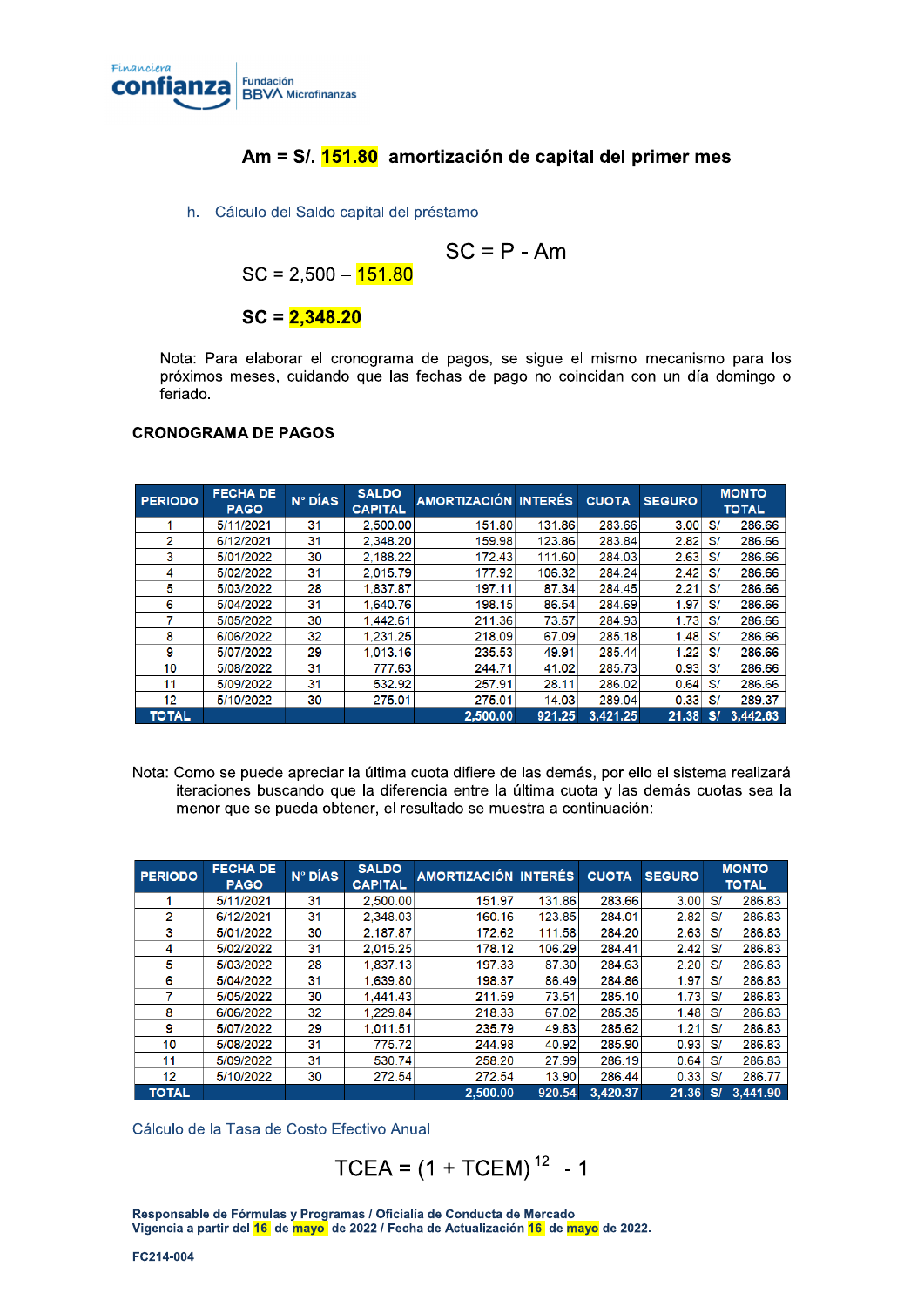**Am = S/. 151.80 amortización de capital del primer mes**

h. Cálculo del Saldo capital del préstamo

$$SC = P - Am$$

SC = 2,500 – 151.80

**SC = 2,348.20**

Nota: Para elaborar el cronograma de pagos, se sigue el mismo mecanismo para los próximos meses, cuidando que las fechas de pago no coincidan con un día domingo o feriado.

**CRONOGRAMA DE PAGOS**

| PERIODO | FECHA DE PAGO | N° DÍAS | SALDO CAPITAL | AMORTIZACIÓN | INTERÉS | CUOTA | SEGURO | MONTO TOTAL |
|---|---|---|---|---|---|---|---|---|
| 1 | 5/11/2021 | 31 | 2,500.00 | 151.80 | 131.86 | 283.66 | 3.00 | S/ 286.66 |
| 2 | 6/12/2021 | 31 | 2,348.20 | 159.98 | 123.86 | 283.84 | 2.82 | S/ 286.66 |
| 3 | 5/01/2022 | 30 | 2,188.22 | 172.43 | 111.60 | 284.03 | 2.63 | S/ 286.66 |
| 4 | 5/02/2022 | 31 | 2,015.79 | 177.92 | 106.32 | 284.24 | 2.42 | S/ 286.66 |
| 5 | 5/03/2022 | 28 | 1,837.87 | 197.11 | 87.34 | 284.45 | 2.21 | S/ 286.66 |
| 6 | 5/04/2022 | 31 | 1,640.76 | 198.15 | 86.54 | 284.69 | 1.97 | S/ 286.66 |
| 7 | 5/05/2022 | 30 | 1,442.61 | 211.36 | 73.57 | 284.93 | 1.73 | S/ 286.66 |
| 8 | 6/06/2022 | 32 | 1,231.25 | 218.09 | 67.09 | 285.18 | 1.48 | S/ 286.66 |
| 9 | 5/07/2022 | 29 | 1,013.16 | 235.53 | 49.91 | 285.44 | 1.22 | S/ 286.66 |
| 10 | 5/08/2022 | 31 | 777.63 | 244.71 | 41.02 | 285.73 | 0.93 | S/ 286.66 |
| 11 | 5/09/2022 | 31 | 532.92 | 257.91 | 28.11 | 286.02 | 0.64 | S/ 286.66 |
| 12 | 5/10/2022 | 30 | 275.01 | 275.01 | 14.03 | 289.04 | 0.33 | S/ 289.37 |
| TOTAL | | | | 2,500.00 | 921.25 | 3,421.25 | 21.38 | S/ 3,442.63 |

Nota: Como se puede apreciar la última cuota difiere de las demás, por ello el sistema realizará iteraciones buscando que la diferencia entre la última cuota y las demás cuotas sea la menor que se pueda obtener, el resultado se muestra a continuación:

| PERIODO | FECHA DE PAGO | N° DÍAS | SALDO CAPITAL | AMORTIZACIÓN | INTERÉS | CUOTA | SEGURO | MONTO TOTAL |
|---|---|---|---|---|---|---|---|---|
| 1 | 5/11/2021 | 31 | 2,500.00 | 151.97 | 131.86 | 283.66 | 3.00 | S/ 286.83 |
| 2 | 6/12/2021 | 31 | 2,348.03 | 160.16 | 123.85 | 284.01 | 2.82 | S/ 286.83 |
| 3 | 5/01/2022 | 30 | 2,187.87 | 172.62 | 111.58 | 284.20 | 2.63 | S/ 286.83 |
| 4 | 5/02/2022 | 31 | 2,015.25 | 178.12 | 106.29 | 284.41 | 2.42 | S/ 286.83 |
| 5 | 5/03/2022 | 28 | 1,837.13 | 197.33 | 87.30 | 284.63 | 2.20 | S/ 286.83 |
| 6 | 5/04/2022 | 31 | 1,639.80 | 198.37 | 86.49 | 284.86 | 1.97 | S/ 286.83 |
| 7 | 5/05/2022 | 30 | 1,441.43 | 211.59 | 73.51 | 285.10 | 1.73 | S/ 286.83 |
| 8 | 6/06/2022 | 32 | 1,229.84 | 218.33 | 67.02 | 285.35 | 1.48 | S/ 286.83 |
| 9 | 5/07/2022 | 29 | 1,011.51 | 235.79 | 49.83 | 285.62 | 1.21 | S/ 286.83 |
| 10 | 5/08/2022 | 31 | 775.72 | 244.98 | 40.92 | 285.90 | 0.93 | S/ 286.83 |
| 11 | 5/09/2022 | 31 | 530.74 | 258.20 | 27.99 | 286.19 | 0.64 | S/ 286.83 |
| 12 | 5/10/2022 | 30 | 272.54 | 272.54 | 13.90 | 286.44 | 0.33 | S/ 286.77 |
| TOTAL | | | | 2,500.00 | 920.54 | 3,420.37 | 21.36 | S/ 3,441.90 |

Cálculo de la Tasa de Costo Efectivo Anual

$$TCEA = (1 + TCEM)^{12} - 1$$

**Responsable de Fórmulas y Programas / Oficialía de Conducta de Mercado**
**Vigencia a partir del 16 de mayo de 2022 / Fecha de Actualización 16 de mayo de 2022.**

**FC214-004**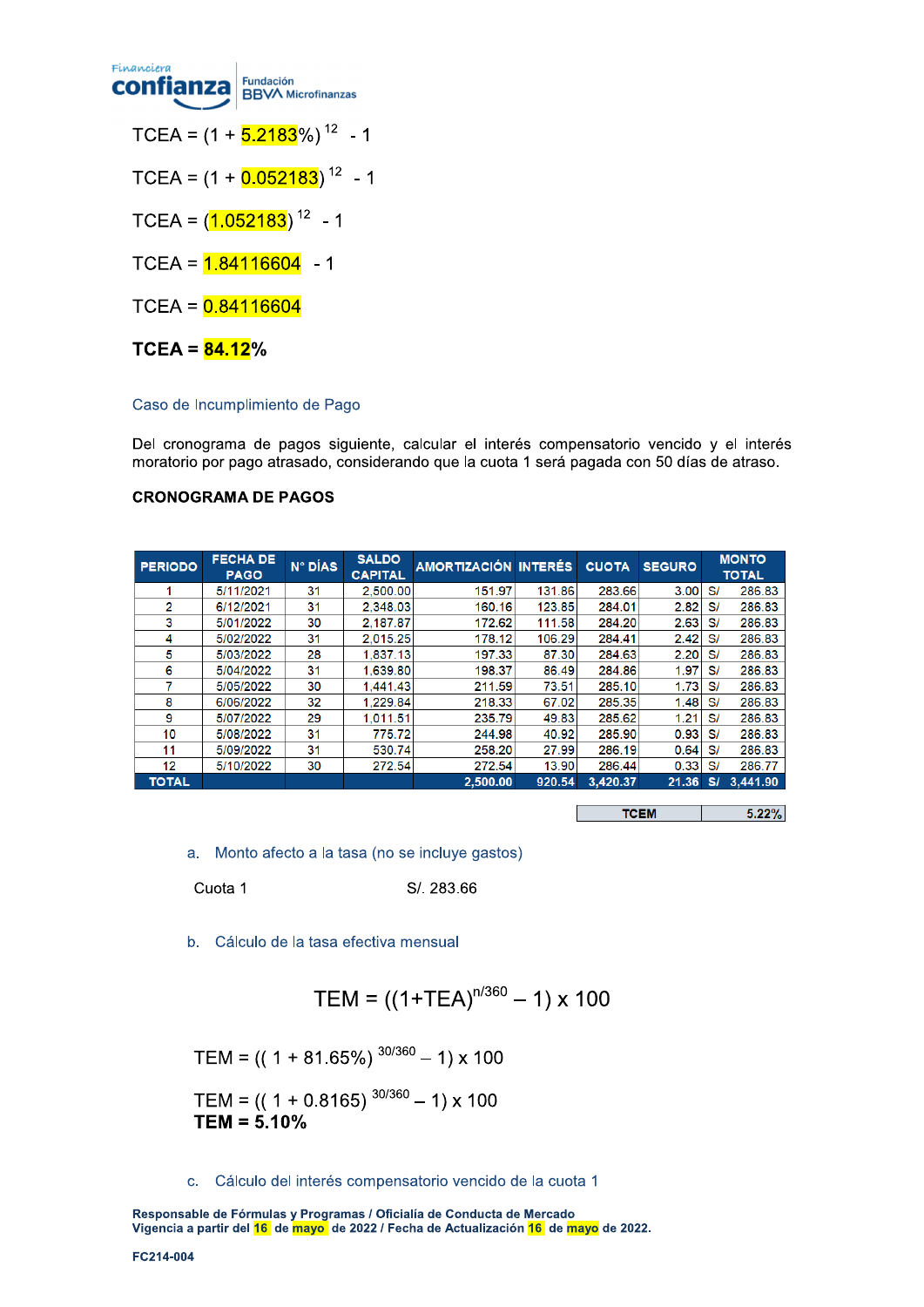$$TCEA = (1 + 5.2183\%)^{12} - 1$$

$$TCEA = (1 + 0.052183)^{12} - 1$$

$$TCEA = (1.052183)^{12} - 1$$

$$TCEA = 1.84116604 - 1$$

$$TCEA = 0.84116604$$

**TCEA = 84.12%**

### Caso de Incumplimiento de Pago

Del cronograma de pagos siguiente, calcular el interés compensatorio vencido y el interés moratorio por pago atrasado, considerando que la cuota 1 será pagada con 50 días de atraso.

**CRONOGRAMA DE PAGOS**

| PERIODO | FECHA DE PAGO | N° DÍAS | SALDO CAPITAL | AMORTIZACIÓN | INTERÉS | CUOTA | SEGURO | MONTO TOTAL |
|---|---|---|---|---|---|---|---|---|
| 1 | 5/11/2021 | 31 | 2,500.00 | 151.97 | 131.86 | 283.66 | 3.00 | S/ 286.83 |
| 2 | 6/12/2021 | 31 | 2,348.03 | 160.16 | 123.85 | 284.01 | 2.82 | S/ 286.83 |
| 3 | 5/01/2022 | 30 | 2,187.87 | 172.62 | 111.58 | 284.20 | 2.63 | S/ 286.83 |
| 4 | 5/02/2022 | 31 | 2,015.25 | 178.12 | 106.29 | 284.41 | 2.42 | S/ 286.83 |
| 5 | 5/03/2022 | 28 | 1,837.13 | 197.33 | 87.30 | 284.63 | 2.20 | S/ 286.83 |
| 6 | 5/04/2022 | 31 | 1,639.80 | 198.37 | 86.49 | 284.86 | 1.97 | S/ 286.83 |
| 7 | 5/05/2022 | 30 | 1,441.43 | 211.59 | 73.51 | 285.10 | 1.73 | S/ 286.83 |
| 8 | 6/06/2022 | 32 | 1,229.84 | 218.33 | 67.02 | 285.35 | 1.48 | S/ 286.83 |
| 9 | 5/07/2022 | 29 | 1,011.51 | 235.79 | 49.83 | 285.62 | 1.21 | S/ 286.83 |
| 10 | 5/08/2022 | 31 | 775.72 | 244.98 | 40.92 | 285.90 | 0.93 | S/ 286.83 |
| 11 | 5/09/2022 | 31 | 530.74 | 258.20 | 27.99 | 286.19 | 0.64 | S/ 286.83 |
| 12 | 5/10/2022 | 30 | 272.54 | 272.54 | 13.90 | 286.44 | 0.33 | S/ 286.77 |
| TOTAL | | | | 2,500.00 | 920.54 | 3,420.37 | 21.36 | S/ 3,441.90 |

| TCEM | 5.22% |
|---|---|

a. Monto afecto a la tasa (no se incluye gastos)

Cuota 1 S/. 283.66

b. Cálculo de la tasa efectiva mensual

$$TEM = ((1+TEA)^{n/360} - 1) \times 100$$

$$TEM = ((1 + 81.65\%)^{30/360} - 1) \times 100$$

$$TEM = ((1 + 0.8165)^{30/360} - 1) \times 100$$

**TEM = 5.10%**

c. Cálculo del interés compensatorio vencido de la cuota 1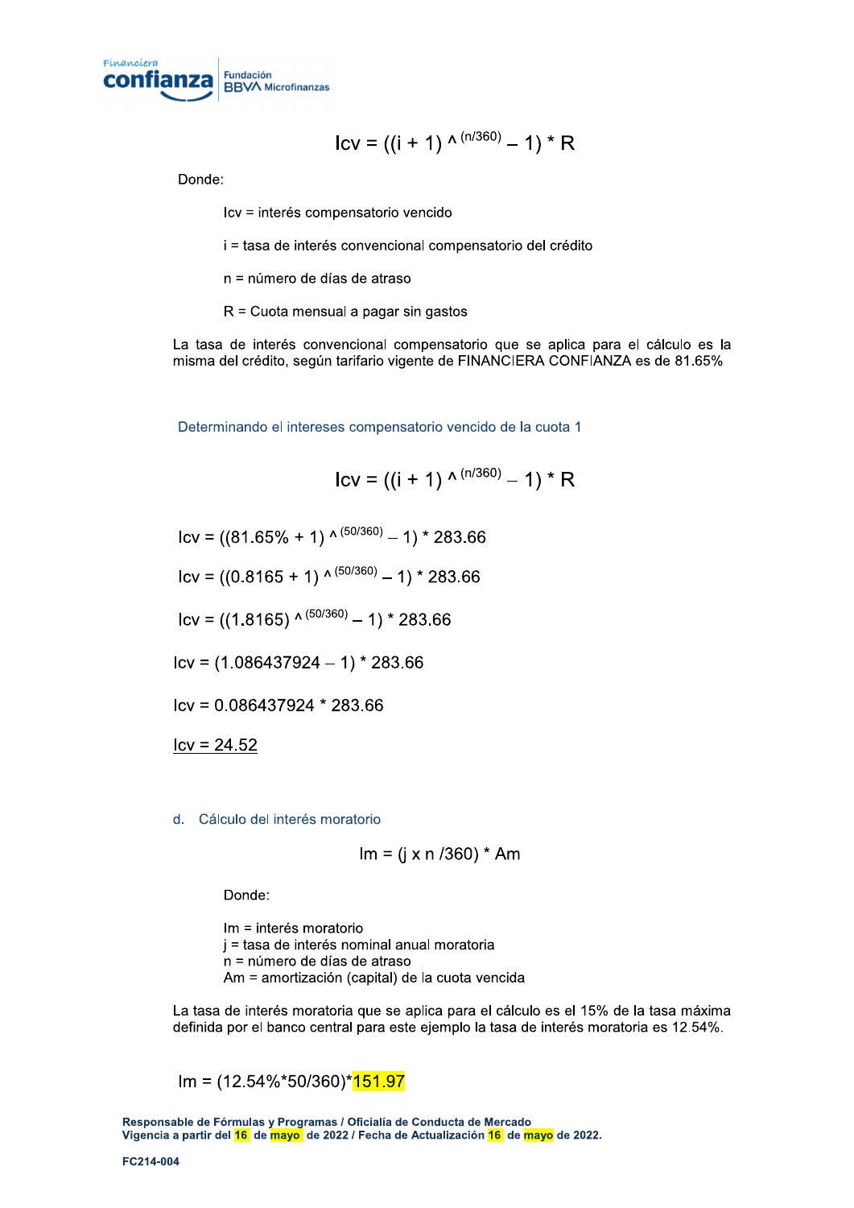$$Icv = ((i + 1)^{(n/360)} - 1) * R$$

Donde:

- Icv = interés compensatorio vencido
- i = tasa de interés convencional compensatorio del crédito
- n = número de días de atraso
- R = Cuota mensual a pagar sin gastos

La tasa de interés convencional compensatorio que se aplica para el cálculo es la misma del crédito, según tarifario vigente de FINANCIERA CONFIANZA es de 81.65%

Determinando el intereses compensatorio vencido de la cuota 1

$$Icv = ((i + 1)^{(n/360)} - 1) * R$$

$$Icv = ((81.65\% + 1)^{(50/360)} - 1) * 283.66$$

$$Icv = ((0.8165 + 1)^{(50/360)} - 1) * 283.66$$

$$Icv = ((1.8165)^{(50/360)} - 1) * 283.66$$

$$Icv = (1.086437924 - 1) * 283.66$$

$$Icv = 0.086437924 * 283.66$$

<u>Icv = 24.52</u>

d. Cálculo del interés moratorio

$$Im = (j \times n /360) * Am$$

Donde:

- Im = interés moratorio
- j = tasa de interés nominal anual moratoria
- n = número de días de atraso
- Am = amortización (capital) de la cuota vencida

La tasa de interés moratoria que se aplica para el cálculo es el 15% de la tasa máxima definida por el banco central para este ejemplo la tasa de interés moratoria es 12.54%.

$$Im = (12.54\%*50/360)*151.97$$

**Responsable de Fórmulas y Programas / Oficialía de Conducta de Mercado**
**Vigencia a partir del 16 de mayo de 2022 / Fecha de Actualización 16 de mayo de 2022.**

**FC214-004**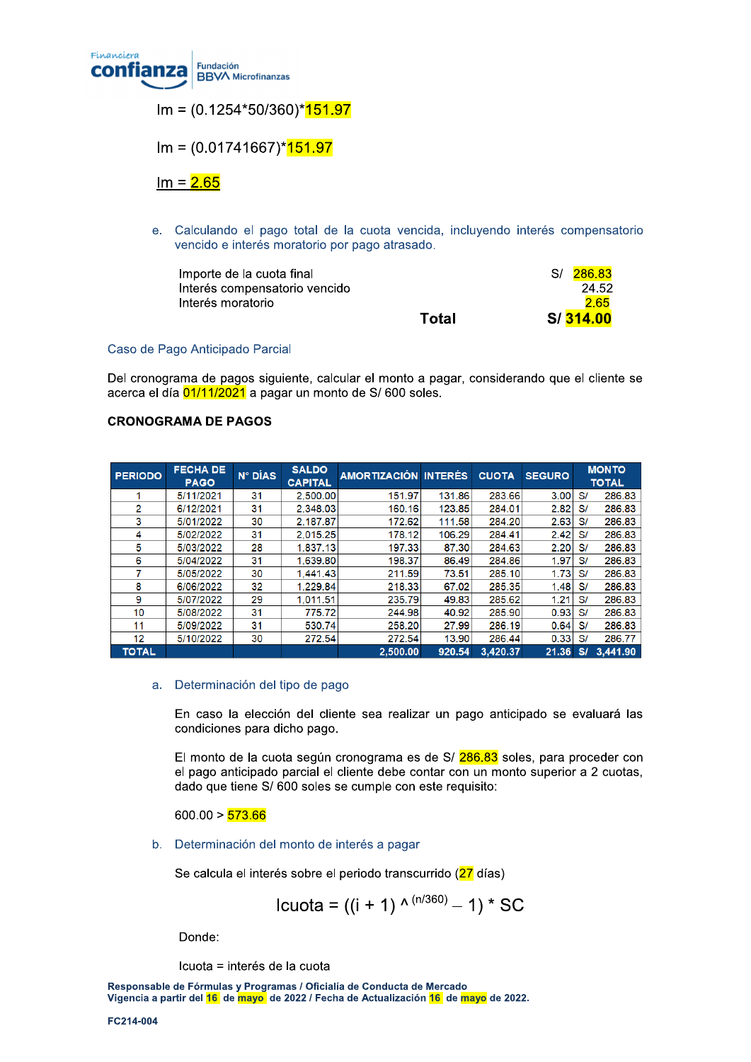$$Im = (0.1254*50/360)*151.97$$

$$Im = (0.01741667)*151.97$$

$$Im = 2.65$$

e. Calculando el pago total de la cuota vencida, incluyendo interés compensatorio vencido e interés moratorio por pago atrasado.

| | | |
|---|---|---|
| Importe de la cuota final | | S/ 286.83 |
| Interés compensatorio vencido | | 24.52 |
| Interés moratorio | | 2.65 |
| | **Total** | **S/ 314.00** |

Caso de Pago Anticipado Parcial

Del cronograma de pagos siguiente, calcular el monto a pagar, considerando que el cliente se acerca el día 01/11/2021 a pagar un monto de S/ 600 soles.

**CRONOGRAMA DE PAGOS**

| PERIODO | FECHA DE PAGO | N° DÍAS | SALDO CAPITAL | AMORTIZACIÓN | INTERÉS | CUOTA | SEGURO | MONTO TOTAL |
|---|---|---|---|---|---|---|---|---|
| 1 | 5/11/2021 | 31 | 2,500.00 | 151.97 | 131.86 | 283.66 | 3.00 | S/ 286.83 |
| 2 | 6/12/2021 | 31 | 2,348.03 | 160.16 | 123.85 | 284.01 | 2.82 | S/ 286.83 |
| 3 | 5/01/2022 | 30 | 2,187.87 | 172.62 | 111.58 | 284.20 | 2.63 | S/ 286.83 |
| 4 | 5/02/2022 | 31 | 2,015.25 | 178.12 | 106.29 | 284.41 | 2.42 | S/ 286.83 |
| 5 | 5/03/2022 | 28 | 1,837.13 | 197.33 | 87.30 | 284.63 | 2.20 | S/ 286.83 |
| 6 | 5/04/2022 | 31 | 1,639.80 | 198.37 | 86.49 | 284.86 | 1.97 | S/ 286.83 |
| 7 | 5/05/2022 | 30 | 1,441.43 | 211.59 | 73.51 | 285.10 | 1.73 | S/ 286.83 |
| 8 | 6/06/2022 | 32 | 1,229.84 | 218.33 | 67.02 | 285.35 | 1.48 | S/ 286.83 |
| 9 | 5/07/2022 | 29 | 1,011.51 | 235.79 | 49.83 | 285.62 | 1.21 | S/ 286.83 |
| 10 | 5/08/2022 | 31 | 775.72 | 244.98 | 40.92 | 285.90 | 0.93 | S/ 286.83 |
| 11 | 5/09/2022 | 31 | 530.74 | 258.20 | 27.99 | 286.19 | 0.64 | S/ 286.83 |
| 12 | 5/10/2022 | 30 | 272.54 | 272.54 | 13.90 | 286.44 | 0.33 | S/ 286.77 |
| **TOTAL** | | | | **2,500.00** | **920.54** | **3,420.37** | **21.36** | **S/ 3,441.90** |

a. Determinación del tipo de pago

En caso la elección del cliente sea realizar un pago anticipado se evaluará las condiciones para dicho pago.

El monto de la cuota según cronograma es de S/ 286.83 soles, para proceder con el pago anticipado parcial el cliente debe contar con un monto superior a 2 cuotas, dado que tiene S/ 600 soles se cumple con este requisito:

600.00 > 573.66

b. Determinación del monto de interés a pagar

Se calcula el interés sobre el periodo transcurrido (27 días)

$$Icuota = ((i + 1)^{(n/360)} - 1) * SC$$

Donde:

Icuota = interés de la cuota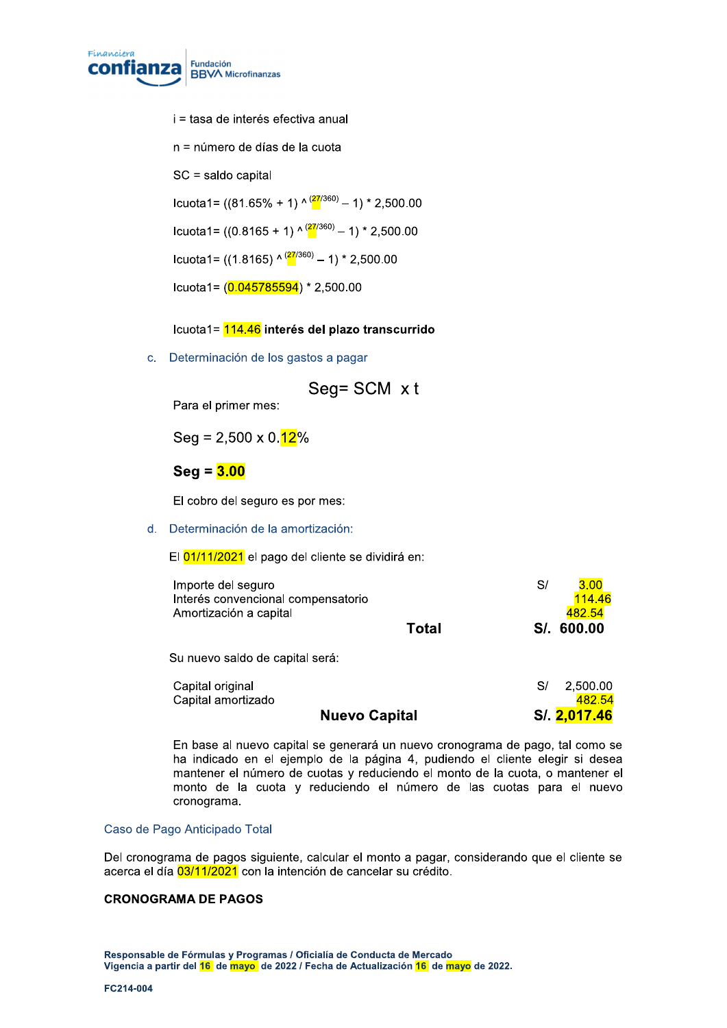i = tasa de interés efectiva anual

n = número de días de la cuota

SC = saldo capital

$Icuota1= ((81.65\% + 1) ^{\wedge (27/360)} – 1) * 2,500.00$

$Icuota1= ((0.8165 + 1) ^{\wedge (27/360)} – 1) * 2,500.00$

$Icuota1= ((1.8165) ^{\wedge (27/360)} – 1) * 2,500.00$

$Icuota1= (0.045785594) * 2,500.00$

Icuota1= 114.46 **interés del plazo transcurrido**

c. Determinación de los gastos a pagar

$$Seg= SCM \times t$$

Para el primer mes:

Seg = 2,500 x 0.12%

**Seg = 3.00**

El cobro del seguro es por mes:

d. Determinación de la amortización:

El 01/11/2021 el pago del cliente se dividirá en:

| | | |
|---|---|---|
| Importe del seguro | S/ | 3.00 |
| Interés convencional compensatorio | | 114.46 |
| Amortización a capital | | 482.54 |
| **Total** | **S/.** | **600.00** |

Su nuevo saldo de capital será:

| | | |
|---|---|---|
| Capital original | S/ | 2,500.00 |
| Capital amortizado | | 482.54 |
| **Nuevo Capital** | **S/.** | **2,017.46** |

En base al nuevo capital se generará un nuevo cronograma de pago, tal como se ha indicado en el ejemplo de la página 4, pudiendo el cliente elegir si desea mantener el número de cuotas y reduciendo el monto de la cuota, o mantener el monto de la cuota y reduciendo el número de las cuotas para el nuevo cronograma.

## Caso de Pago Anticipado Total

Del cronograma de pagos siguiente, calcular el monto a pagar, considerando que el cliente se acerca el día 03/11/2021 con la intención de cancelar su crédito.

**CRONOGRAMA DE PAGOS**

**Responsable de Fórmulas y Programas / Oficialía de Conducta de Mercado**
**Vigencia a partir del 16 de mayo de 2022 / Fecha de Actualización 16 de mayo de 2022.**

**FC214-004**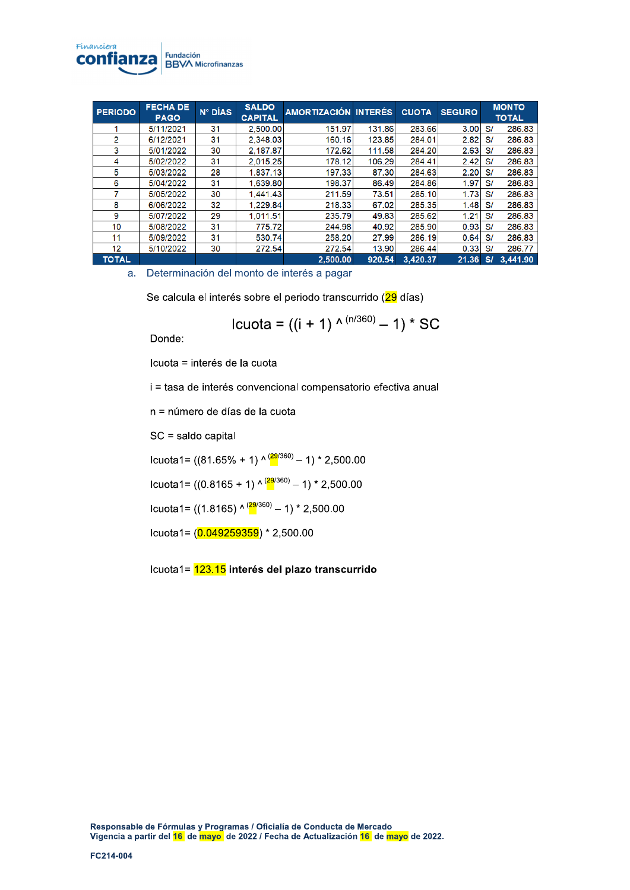| PERIODO | FECHA DE PAGO | N° DÍAS | SALDO CAPITAL | AMORTIZACIÓN | INTERÉS | CUOTA | SEGURO | MONTO TOTAL |
|---|---|---|---|---|---|---|---|---|
| 1 | 5/11/2021 | 31 | 2,500.00 | 151.97 | 131.86 | 283.66 | 3.00 | S/ 286.83 |
| 2 | 6/12/2021 | 31 | 2,348.03 | 160.16 | 123.85 | 284.01 | 2.82 | S/ 286.83 |
| 3 | 5/01/2022 | 30 | 2,187.87 | 172.62 | 111.58 | 284.20 | 2.63 | S/ 286.83 |
| 4 | 5/02/2022 | 31 | 2,015.25 | 178.12 | 106.29 | 284.41 | 2.42 | S/ 286.83 |
| 5 | 5/03/2022 | 28 | 1,837.13 | 197.33 | 87.30 | 284.63 | 2.20 | S/ 286.83 |
| 6 | 5/04/2022 | 31 | 1,639.80 | 198.37 | 86.49 | 284.86 | 1.97 | S/ 286.83 |
| 7 | 5/05/2022 | 30 | 1,441.43 | 211.59 | 73.51 | 285.10 | 1.73 | S/ 286.83 |
| 8 | 6/06/2022 | 32 | 1,229.84 | 218.33 | 67.02 | 285.35 | 1.48 | S/ 286.83 |
| 9 | 5/07/2022 | 29 | 1,011.51 | 235.79 | 49.83 | 285.62 | 1.21 | S/ 286.83 |
| 10 | 5/08/2022 | 31 | 775.72 | 244.98 | 40.92 | 285.90 | 0.93 | S/ 286.83 |
| 11 | 5/09/2022 | 31 | 530.74 | 258.20 | 27.99 | 286.19 | 0.64 | S/ 286.83 |
| 12 | 5/10/2022 | 30 | 272.54 | 272.54 | 13.90 | 286.44 | 0.33 | S/ 286.77 |
| **TOTAL** | | | | **2,500.00** | **920.54** | **3,420.37** | **21.36** | **S/ 3,441.90** |

a. Determinación del monto de interés a pagar

Se calcula el interés sobre el periodo transcurrido (29 días)

$$Icuota = ((i + 1)^{(n/360)} - 1) * SC$$

Donde:

Icuota = interés de la cuota

i = tasa de interés convencional compensatorio efectiva anual

n = número de días de la cuota

SC = saldo capital

$Icuota1 = ((81.65\% + 1)^{(29/360)} - 1) * 2,500.00$

$Icuota1 = ((0.8165 + 1)^{(29/360)} - 1) * 2,500.00$

$Icuota1 = ((1.8165)^{(29/360)} - 1) * 2,500.00$

$Icuota1 = (0.049259359) * 2,500.00$

Icuota1= 123.15 **interés del plazo transcurrido**

**Responsable de Fórmulas y Programas / Oficialía de Conducta de Mercado**
**Vigencia a partir del 16 de mayo de 2022 / Fecha de Actualización 16 de mayo de 2022.**

**FC214-004**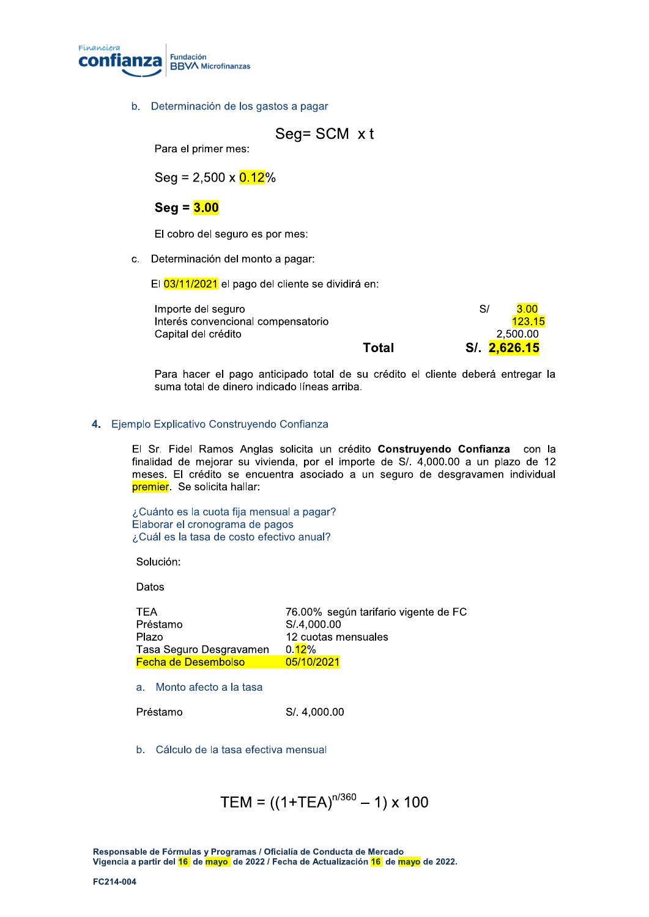b. Determinación de los gastos a pagar

$$Seg = SCM \times t$$

Para el primer mes:

Seg = 2,500 x 0.12%

**Seg = 3.00**

El cobro del seguro es por mes:

c. Determinación del monto a pagar:

El 03/11/2021 el pago del cliente se dividirá en:

| | | |
|---|---|---|
| Importe del seguro | | S/ 3.00 |
| Interés convencional compensatorio | | 123.15 |
| Capital del crédito | | 2,500.00 |
| | **Total** | **S/. 2,626.15** |

Para hacer el pago anticipado total de su crédito el cliente deberá entregar la suma total de dinero indicado líneas arriba.

## 4. Ejemplo Explicativo Construyendo Confianza

El Sr. Fidel Ramos Anglas solicita un crédito **Construyendo Confianza** con la finalidad de mejorar su vivienda, por el importe de S/. 4,000.00 a un plazo de 12 meses. El crédito se encuentra asociado a un seguro de desgravamen individual premier. Se solicita hallar:

¿Cuánto es la cuota fija mensual a pagar?
Elaborar el cronograma de pagos
¿Cuál es la tasa de costo efectivo anual?

Solución:

Datos

| | |
|---|---|
| TEA | 76.00% según tarifario vigente de FC |
| Préstamo | S/.4,000.00 |
| Plazo | 12 cuotas mensuales |
| Tasa Seguro Desgravamen | 0.12% |
| Fecha de Desembolso | 05/10/2021 |

a. Monto afecto a la tasa

Préstamo S/. 4,000.00

b. Cálculo de la tasa efectiva mensual

$$TEM = ((1+TEA)^{n/360} - 1) \times 100$$

**Responsable de Fórmulas y Programas / Oficialía de Conducta de Mercado**
**Vigencia a partir del 16 de mayo de 2022 / Fecha de Actualización 16 de mayo de 2022.**

**FC214-004**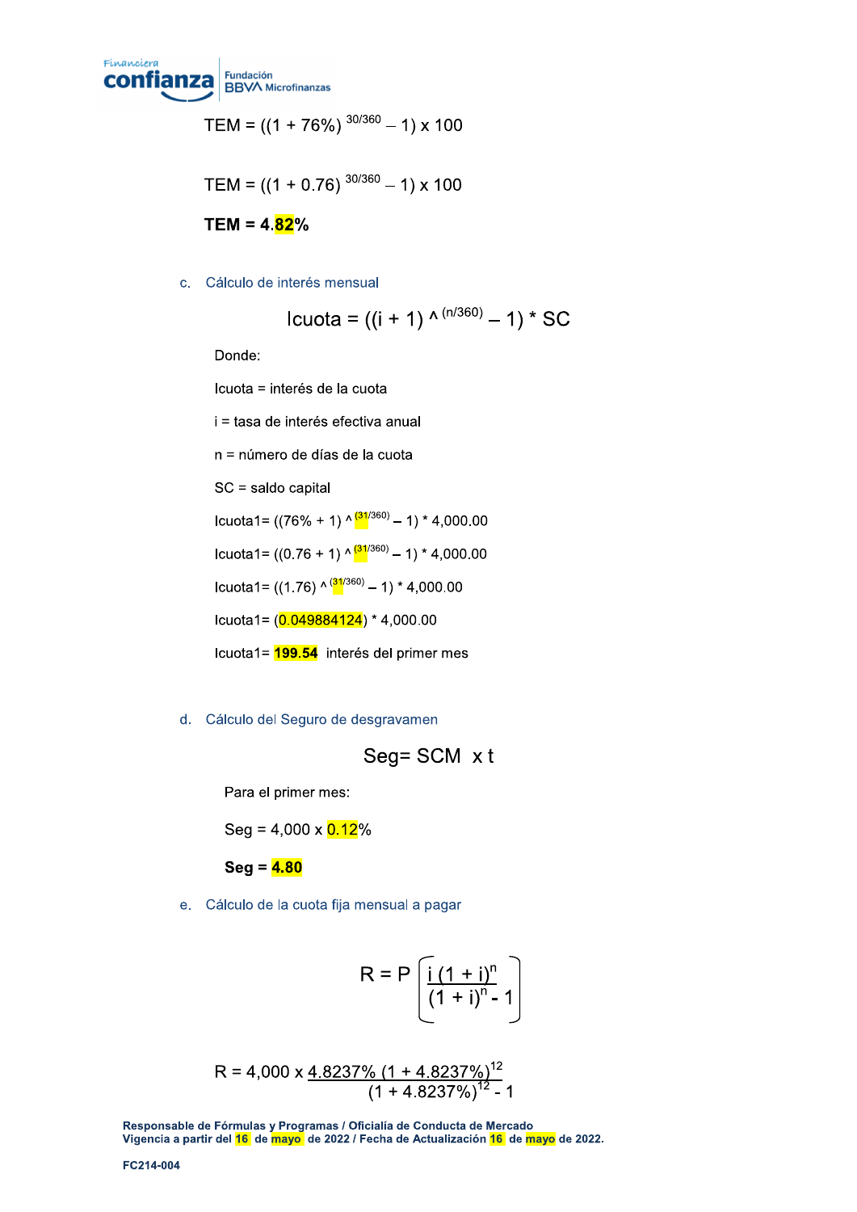$$TEM = ((1 + 76\%)^{30/360} - 1) \times 100$$

$$TEM = ((1 + 0.76)^{30/360} - 1) \times 100$$

**TEM = 4.82%**

c. Cálculo de interés mensual

$$Icuota = ((i + 1) \wedge ^{(n/360)} - 1) * SC$$

Donde:

Icuota = interés de la cuota

i = tasa de interés efectiva anual

n = número de días de la cuota

SC = saldo capital

$Icuota1 = ((76\% + 1) \wedge ^{(31/360)} - 1) * 4{,}000.00$

$Icuota1 = ((0.76 + 1) \wedge ^{(31/360)} - 1) * 4{,}000.00$

$Icuota1 = ((1.76) \wedge ^{(31/360)} - 1) * 4{,}000.00$

$Icuota1 = (0.049884124) * 4{,}000.00$

Icuota1= **199.54** interés del primer mes

d. Cálculo del Seguro de desgravamen

$$Seg = SCM \times t$$

Para el primer mes:

Seg = 4,000 x 0.12%

**Seg = 4.80**

e. Cálculo de la cuota fija mensual a pagar

$$R = P \left[ \frac{i(1 + i)^n}{(1 + i)^n - 1} \right]$$

$$R = 4{,}000 \times \frac{4.8237\% \ (1 + 4.8237\%)^{12}}{(1 + 4.8237\%)^{12} - 1}$$

**Responsable de Fórmulas y Programas / Oficialía de Conducta de Mercado**
**Vigencia a partir del 16 de mayo de 2022 / Fecha de Actualización 16 de mayo de 2022.**

**FC214-004**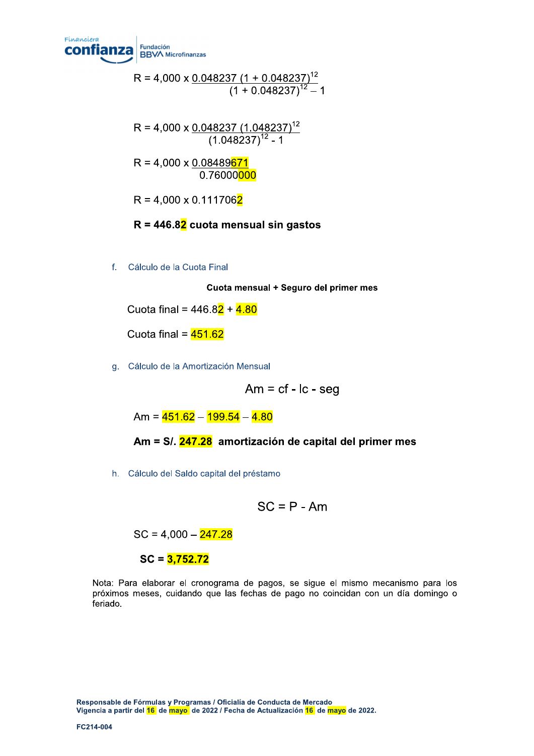$$R = 4{,}000 \times \frac{0.048237\ (1 + 0.048237)^{12}}{(1 + 0.048237)^{12} - 1}$$

$$R = 4{,}000 \times \frac{0.048237\ (1.048237)^{12}}{(1.048237)^{12} - 1}$$

$$R = 4{,}000 \times \frac{0.08489671}{0.76000000}$$

$$R = 4{,}000 \times 0.1117062$$

**R = 446.82 cuota mensual sin gastos**

f. Cálculo de la Cuota Final

**Cuota mensual + Seguro del primer mes**

Cuota final = 446.82 + 4.80

Cuota final = 451.62

g. Cálculo de la Amortización Mensual

$$Am = cf - Ic - seg$$

Am = 451.62 – 199.54 – 4.80

**Am = S/. 247.28 amortización de capital del primer mes**

h. Cálculo del Saldo capital del préstamo

$$SC = P - Am$$

SC = 4,000 – 247.28

**SC = 3,752.72**

Nota: Para elaborar el cronograma de pagos, se sigue el mismo mecanismo para los próximos meses, cuidando que las fechas de pago no coincidan con un día domingo o feriado.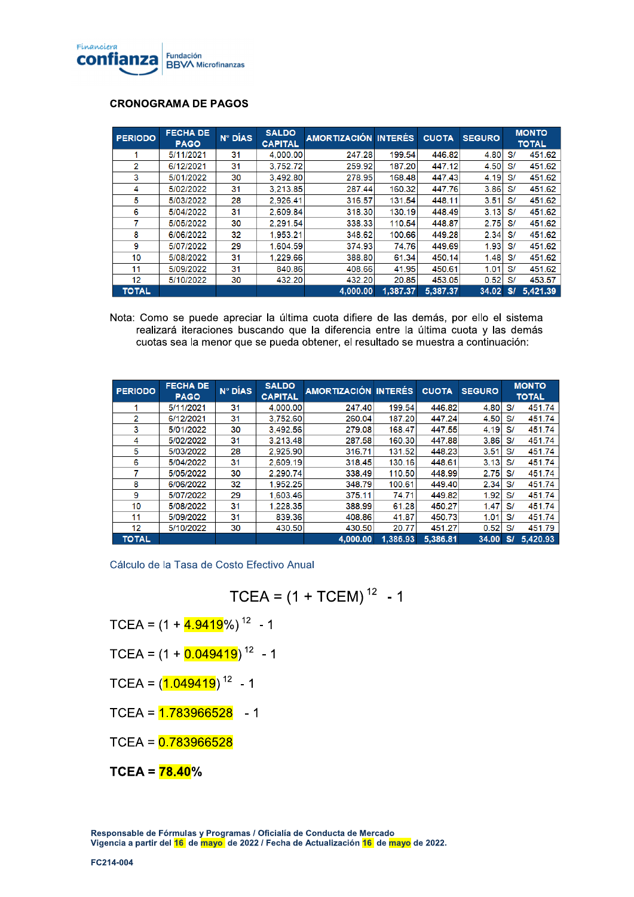**CRONOGRAMA DE PAGOS**

| PERIODO | FECHA DE PAGO | N° DÍAS | SALDO CAPITAL | AMORTIZACIÓN | INTERÉS | CUOTA | SEGURO | MONTO TOTAL |
|---|---|---|---|---|---|---|---|---|
| 1 | 5/11/2021 | 31 | 4,000.00 | 247.28 | 199.54 | 446.82 | 4.80 | S/ 451.62 |
| 2 | 6/12/2021 | 31 | 3,752.72 | 259.92 | 187.20 | 447.12 | 4.50 | S/ 451.62 |
| 3 | 5/01/2022 | 30 | 3,492.80 | 278.95 | 168.48 | 447.43 | 4.19 | S/ 451.62 |
| 4 | 5/02/2022 | 31 | 3,213.85 | 287.44 | 160.32 | 447.76 | 3.86 | S/ 451.62 |
| 5 | 5/03/2022 | 28 | 2,926.41 | 316.57 | 131.54 | 448.11 | 3.51 | S/ 451.62 |
| 6 | 5/04/2022 | 31 | 2,609.84 | 318.30 | 130.19 | 448.49 | 3.13 | S/ 451.62 |
| 7 | 5/05/2022 | 30 | 2,291.54 | 338.33 | 110.54 | 448.87 | 2.75 | S/ 451.62 |
| 8 | 6/06/2022 | 32 | 1,953.21 | 348.62 | 100.66 | 449.28 | 2.34 | S/ 451.62 |
| 9 | 5/07/2022 | 29 | 1,604.59 | 374.93 | 74.76 | 449.69 | 1.93 | S/ 451.62 |
| 10 | 5/08/2022 | 31 | 1,229.66 | 388.80 | 61.34 | 450.14 | 1.48 | S/ 451.62 |
| 11 | 5/09/2022 | 31 | 840.86 | 408.66 | 41.95 | 450.61 | 1.01 | S/ 451.62 |
| 12 | 5/10/2022 | 30 | 432.20 | 432.20 | 20.85 | 453.05 | 0.52 | S/ 453.57 |
| TOTAL | | | | 4,000.00 | 1,387.37 | 5,387.37 | 34.02 | S/ 5,421.39 |

Nota: Como se puede apreciar la última cuota difiere de las demás, por ello el sistema realizará iteraciones buscando que la diferencia entre la última cuota y las demás cuotas sea la menor que se pueda obtener, el resultado se muestra a continuación:

| PERIODO | FECHA DE PAGO | N° DÍAS | SALDO CAPITAL | AMORTIZACIÓN | INTERÉS | CUOTA | SEGURO | MONTO TOTAL |
|---|---|---|---|---|---|---|---|---|
| 1 | 5/11/2021 | 31 | 4,000.00 | 247.40 | 199.54 | 446.82 | 4.80 | S/ 451.74 |
| 2 | 6/12/2021 | 31 | 3,752.60 | 260.04 | 187.20 | 447.24 | 4.50 | S/ 451.74 |
| 3 | 5/01/2022 | 30 | 3,492.56 | 279.08 | 168.47 | 447.55 | 4.19 | S/ 451.74 |
| 4 | 5/02/2022 | 31 | 3,213.48 | 287.58 | 160.30 | 447.88 | 3.86 | S/ 451.74 |
| 5 | 5/03/2022 | 28 | 2,925.90 | 316.71 | 131.52 | 448.23 | 3.51 | S/ 451.74 |
| 6 | 5/04/2022 | 31 | 2,609.19 | 318.45 | 130.16 | 448.61 | 3.13 | S/ 451.74 |
| 7 | 5/05/2022 | 30 | 2,290.74 | 338.49 | 110.50 | 448.99 | 2.75 | S/ 451.74 |
| 8 | 6/06/2022 | 32 | 1,952.25 | 348.79 | 100.61 | 449.40 | 2.34 | S/ 451.74 |
| 9 | 5/07/2022 | 29 | 1,603.46 | 375.11 | 74.71 | 449.82 | 1.92 | S/ 451.74 |
| 10 | 5/08/2022 | 31 | 1,228.35 | 388.99 | 61.28 | 450.27 | 1.47 | S/ 451.74 |
| 11 | 5/09/2022 | 31 | 839.36 | 408.86 | 41.87 | 450.73 | 1.01 | S/ 451.74 |
| 12 | 5/10/2022 | 30 | 430.50 | 430.50 | 20.77 | 451.27 | 0.52 | S/ 451.79 |
| TOTAL | | | | 4,000.00 | 1,386.93 | 5,386.81 | 34.00 | S/ 5,420.93 |

Cálculo de la Tasa de Costo Efectivo Anual

$$TCEA = (1 + TCEM)^{12} - 1$$

$TCEA = (1 + 4.9419\%)^{12} - 1$

$TCEA = (1 + 0.049419)^{12} - 1$

$TCEA = (1.049419)^{12} - 1$

$TCEA = 1.783966528 - 1$

$TCEA = 0.783966528$

**TCEA = 78.40%**

**Responsable de Fórmulas y Programas / Oficialía de Conducta de Mercado**
**Vigencia a partir del 16 de mayo de 2022 / Fecha de Actualización 16 de mayo de 2022.**

**FC214-004**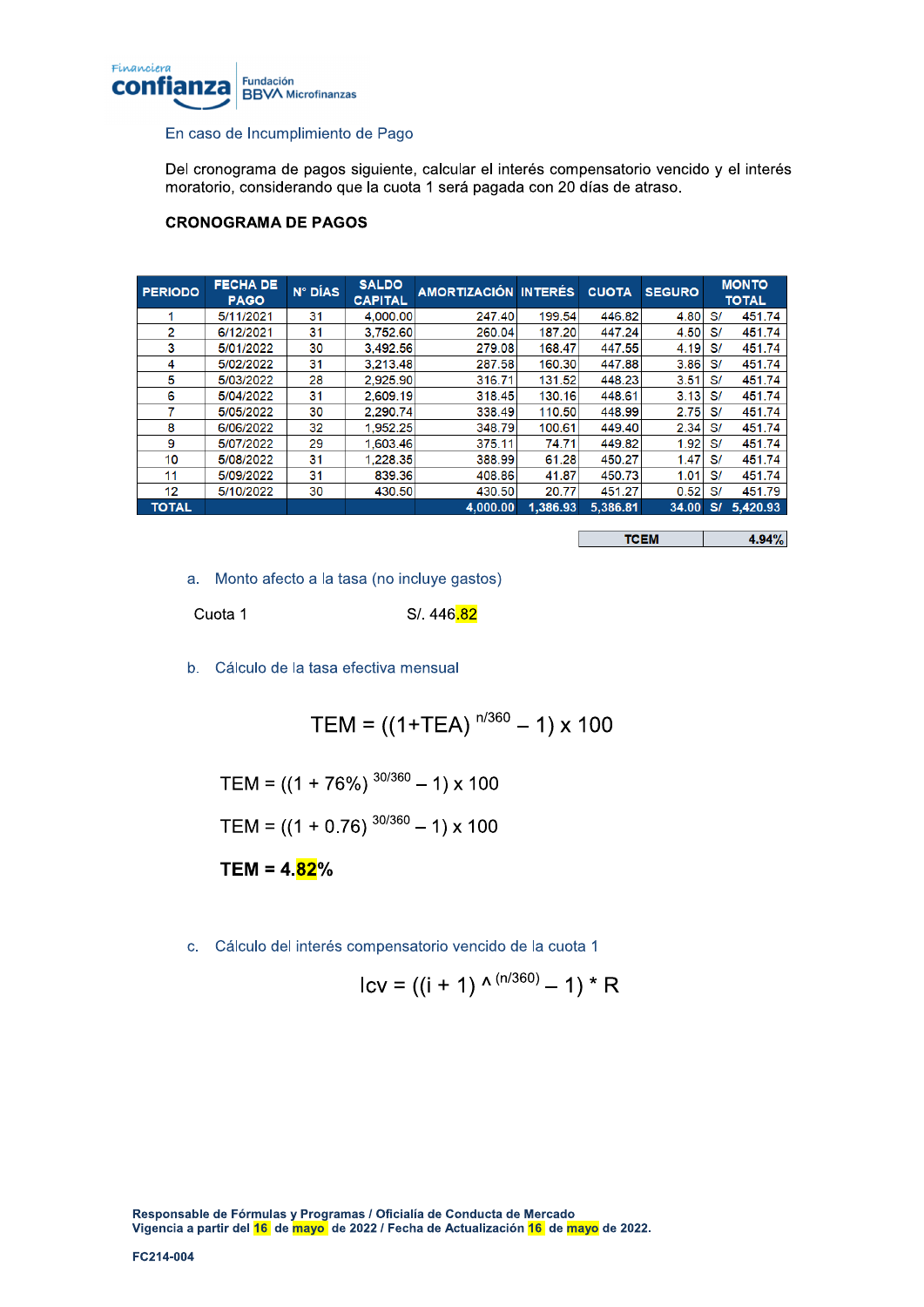Financiera confianza | Fundación BBVA Microfinanzas

## En caso de Incumplimiento de Pago

Del cronograma de pagos siguiente, calcular el interés compensatorio vencido y el interés moratorio, considerando que la cuota 1 será pagada con 20 días de atraso.

**CRONOGRAMA DE PAGOS**

| PERIODO | FECHA DE PAGO | N° DÍAS | SALDO CAPITAL | AMORTIZACIÓN | INTERÉS | CUOTA | SEGURO | MONTO TOTAL |
|---|---|---|---|---|---|---|---|---|
| 1 | 5/11/2021 | 31 | 4,000.00 | 247.40 | 199.54 | 446.82 | 4.80 | S/ 451.74 |
| 2 | 6/12/2021 | 31 | 3,752.60 | 260.04 | 187.20 | 447.24 | 4.50 | S/ 451.74 |
| 3 | 5/01/2022 | 30 | 3,492.56 | 279.08 | 168.47 | 447.55 | 4.19 | S/ 451.74 |
| 4 | 5/02/2022 | 31 | 3,213.48 | 287.58 | 160.30 | 447.88 | 3.86 | S/ 451.74 |
| 5 | 5/03/2022 | 28 | 2,925.90 | 316.71 | 131.52 | 448.23 | 3.51 | S/ 451.74 |
| 6 | 5/04/2022 | 31 | 2,609.19 | 318.45 | 130.16 | 448.61 | 3.13 | S/ 451.74 |
| 7 | 5/05/2022 | 30 | 2,290.74 | 338.49 | 110.50 | 448.99 | 2.75 | S/ 451.74 |
| 8 | 6/06/2022 | 32 | 1,952.25 | 348.79 | 100.61 | 449.40 | 2.34 | S/ 451.74 |
| 9 | 5/07/2022 | 29 | 1,603.46 | 375.11 | 74.71 | 449.82 | 1.92 | S/ 451.74 |
| 10 | 5/08/2022 | 31 | 1,228.35 | 388.99 | 61.28 | 450.27 | 1.47 | S/ 451.74 |
| 11 | 5/09/2022 | 31 | 839.36 | 408.86 | 41.87 | 450.73 | 1.01 | S/ 451.74 |
| 12 | 5/10/2022 | 30 | 430.50 | 430.50 | 20.77 | 451.27 | 0.52 | S/ 451.79 |
| **TOTAL** | | | | **4,000.00** | **1,386.93** | **5,386.81** | **34.00** | **S/ 5,420.93** |

| TCEM | 4.94% |
|---|---|

a. Monto afecto a la tasa (no incluye gastos)

Cuota 1 — S/. 446.82

b. Cálculo de la tasa efectiva mensual

$$TEM = ((1+TEA)^{n/360} - 1) \times 100$$

$$TEM = ((1 + 76\%)^{30/360} - 1) \times 100$$

$$TEM = ((1 + 0.76)^{30/360} - 1) \times 100$$

**TEM = 4.82%**

c. Cálculo del interés compensatorio vencido de la cuota 1

$$Icv = ((i + 1)^{(n/360)} - 1) * R$$

**Responsable de Fórmulas y Programas / Oficialía de Conducta de Mercado**
**Vigencia a partir del 16 de mayo de 2022 / Fecha de Actualización 16 de mayo de 2022.**

**FC214-004**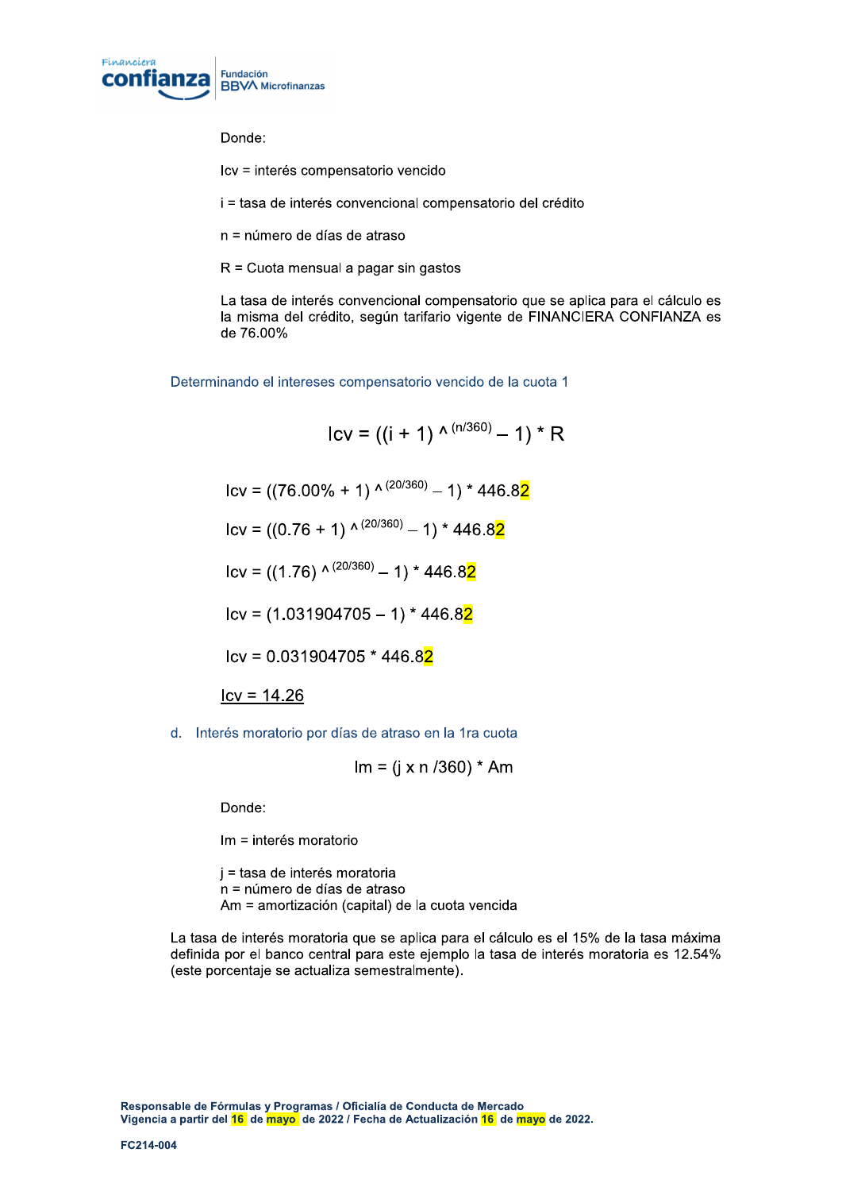Donde:

Icv = interés compensatorio vencido

i = tasa de interés convencional compensatorio del crédito

n = número de días de atraso

R = Cuota mensual a pagar sin gastos

La tasa de interés convencional compensatorio que se aplica para el cálculo es la misma del crédito, según tarifario vigente de FINANCIERA CONFIANZA es de 76.00%

### Determinando el intereses compensatorio vencido de la cuota 1

$$Icv = ((i + 1)^{(n/360)} - 1) * R$$

$$Icv = ((76.00\% + 1)^{(20/360)} - 1) * 446.82$$

$$Icv = ((0.76 + 1)^{(20/360)} - 1) * 446.82$$

$$Icv = ((1.76)^{(20/360)} - 1) * 446.82$$

$$Icv = (1.031904705 - 1) * 446.82$$

$$Icv = 0.031904705 * 446.82$$

<u>Icv = 14.26</u>

### d. Interés moratorio por días de atraso en la 1ra cuota

$$Im = (j \times n / 360) * Am$$

Donde:

Im = interés moratorio

j = tasa de interés moratoria
n = número de días de atraso
Am = amortización (capital) de la cuota vencida

La tasa de interés moratoria que se aplica para el cálculo es el 15% de la tasa máxima definida por el banco central para este ejemplo la tasa de interés moratoria es 12.54% (este porcentaje se actualiza semestralmente).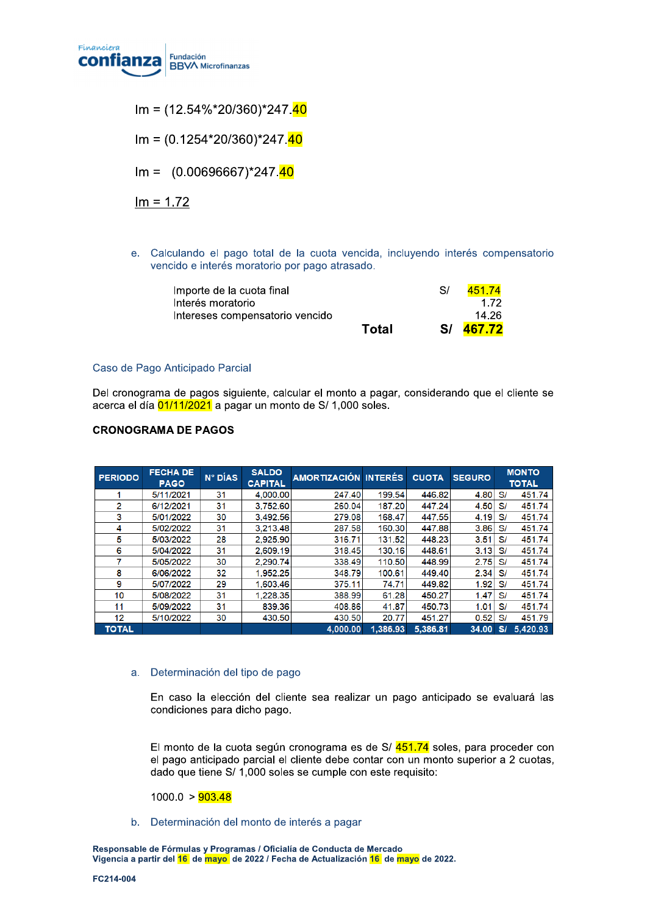$$Im = (12.54\%*20/360)*247.40$$

$$Im = (0.1254*20/360)*247.40$$

$$Im = (0.00696667)*247.40$$

$$Im = 1.72$$

e. Calculando el pago total de la cuota vencida, incluyendo interés compensatorio vencido e interés moratorio por pago atrasado.

| | | |
|---|---|---|
| Importe de la cuota final | S/ | 451.74 |
| Interés moratorio | | 1.72 |
| Intereses compensatorio vencido | | 14.26 |
| **Total** | **S/** | **467.72** |

Caso de Pago Anticipado Parcial

Del cronograma de pagos siguiente, calcular el monto a pagar, considerando que el cliente se acerca el día 01/11/2021 a pagar un monto de S/ 1,000 soles.

**CRONOGRAMA DE PAGOS**

| PERIODO | FECHA DE PAGO | N° DÍAS | SALDO CAPITAL | AMORTIZACIÓN | INTERÉS | CUOTA | SEGURO | MONTO TOTAL |
|---|---|---|---|---|---|---|---|---|
| 1 | 5/11/2021 | 31 | 4,000.00 | 247.40 | 199.54 | 446.82 | 4.80 | S/ 451.74 |
| 2 | 6/12/2021 | 31 | 3,752.60 | 260.04 | 187.20 | 447.24 | 4.50 | S/ 451.74 |
| 3 | 5/01/2022 | 30 | 3,492.56 | 279.08 | 168.47 | 447.55 | 4.19 | S/ 451.74 |
| 4 | 5/02/2022 | 31 | 3,213.48 | 287.58 | 160.30 | 447.88 | 3.86 | S/ 451.74 |
| 5 | 5/03/2022 | 28 | 2,925.90 | 316.71 | 131.52 | 448.23 | 3.51 | S/ 451.74 |
| 6 | 5/04/2022 | 31 | 2,609.19 | 318.45 | 130.16 | 448.61 | 3.13 | S/ 451.74 |
| 7 | 5/05/2022 | 30 | 2,290.74 | 338.49 | 110.50 | 448.99 | 2.75 | S/ 451.74 |
| 8 | 6/06/2022 | 32 | 1,952.25 | 348.79 | 100.61 | 449.40 | 2.34 | S/ 451.74 |
| 9 | 5/07/2022 | 29 | 1,603.46 | 375.11 | 74.71 | 449.82 | 1.92 | S/ 451.74 |
| 10 | 5/08/2022 | 31 | 1,228.35 | 388.99 | 61.28 | 450.27 | 1.47 | S/ 451.74 |
| 11 | 5/09/2022 | 31 | 839.36 | 408.86 | 41.87 | 450.73 | 1.01 | S/ 451.74 |
| 12 | 5/10/2022 | 30 | 430.50 | 430.50 | 20.77 | 451.27 | 0.52 | S/ 451.79 |
| **TOTAL** | | | | **4,000.00** | **1,386.93** | **5,386.81** | **34.00** | **S/ 5,420.93** |

a. Determinación del tipo de pago

En caso la elección del cliente sea realizar un pago anticipado se evaluará las condiciones para dicho pago.

El monto de la cuota según cronograma es de S/ 451.74 soles, para proceder con el pago anticipado parcial el cliente debe contar con un monto superior a 2 cuotas, dado que tiene S/ 1,000 soles se cumple con este requisito:

1000.0 > 903.48

b. Determinación del monto de interés a pagar

**Responsable de Fórmulas y Programas / Oficialía de Conducta de Mercado**
**Vigencia a partir del 16 de mayo de 2022 / Fecha de Actualización 16 de mayo de 2022.**

**FC214-004**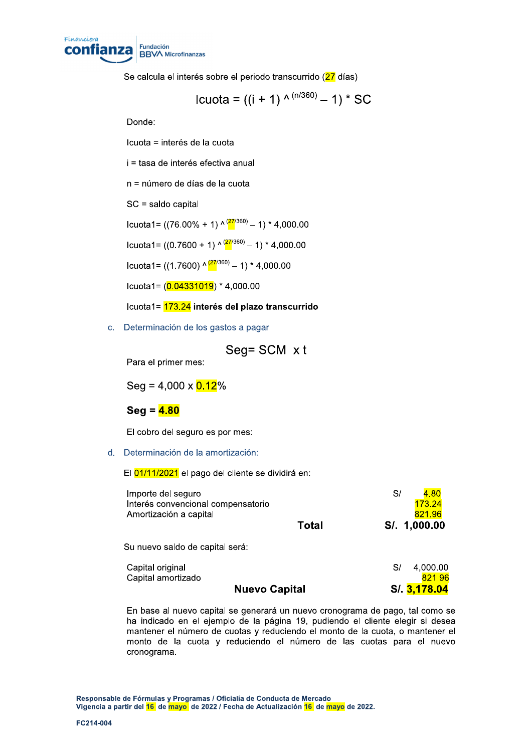Se calcula el interés sobre el periodo transcurrido (27 días)

$$Icuota = ((i + 1)^{(n/360)} - 1) * SC$$

Donde:

Icuota = interés de la cuota

i = tasa de interés efectiva anual

n = número de días de la cuota

SC = saldo capital

$Icuota1 = ((76.00\% + 1)^{(27/360)} - 1) * 4{,}000.00$

$Icuota1 = ((0.7600 + 1)^{(27/360)} - 1) * 4{,}000.00$

$Icuota1 = ((1.7600)^{(27/360)} - 1) * 4{,}000.00$

$Icuota1 = (0.04331019) * 4{,}000.00$

Icuota1= 173.24 **interés del plazo transcurrido**

c. Determinación de los gastos a pagar

$$Seg = SCM \times t$$

Para el primer mes:

Seg = 4,000 x 0.12%

**Seg = 4.80**

El cobro del seguro es por mes:

d. Determinación de la amortización:

El 01/11/2021 el pago del cliente se dividirá en:

| | |
|---|---|
| Importe del seguro | S/ 4.80 |
| Interés convencional compensatorio | 173.24 |
| Amortización a capital | 821.96 |
| **Total** | **S/. 1,000.00** |

Su nuevo saldo de capital será:

| | |
|---|---|
| Capital original | S/ 4,000.00 |
| Capital amortizado | 821.96 |
| **Nuevo Capital** | **S/. 3,178.04** |

En base al nuevo capital se generará un nuevo cronograma de pago, tal como se ha indicado en el ejemplo de la página 19, pudiendo el cliente elegir si desea mantener el número de cuotas y reduciendo el monto de la cuota, o mantener el monto de la cuota y reduciendo el número de las cuotas para el nuevo cronograma.

**Responsable de Fórmulas y Programas / Oficialía de Conducta de Mercado**
**Vigencia a partir del 16 de mayo de 2022 / Fecha de Actualización 16 de mayo de 2022.**

**FC214-004**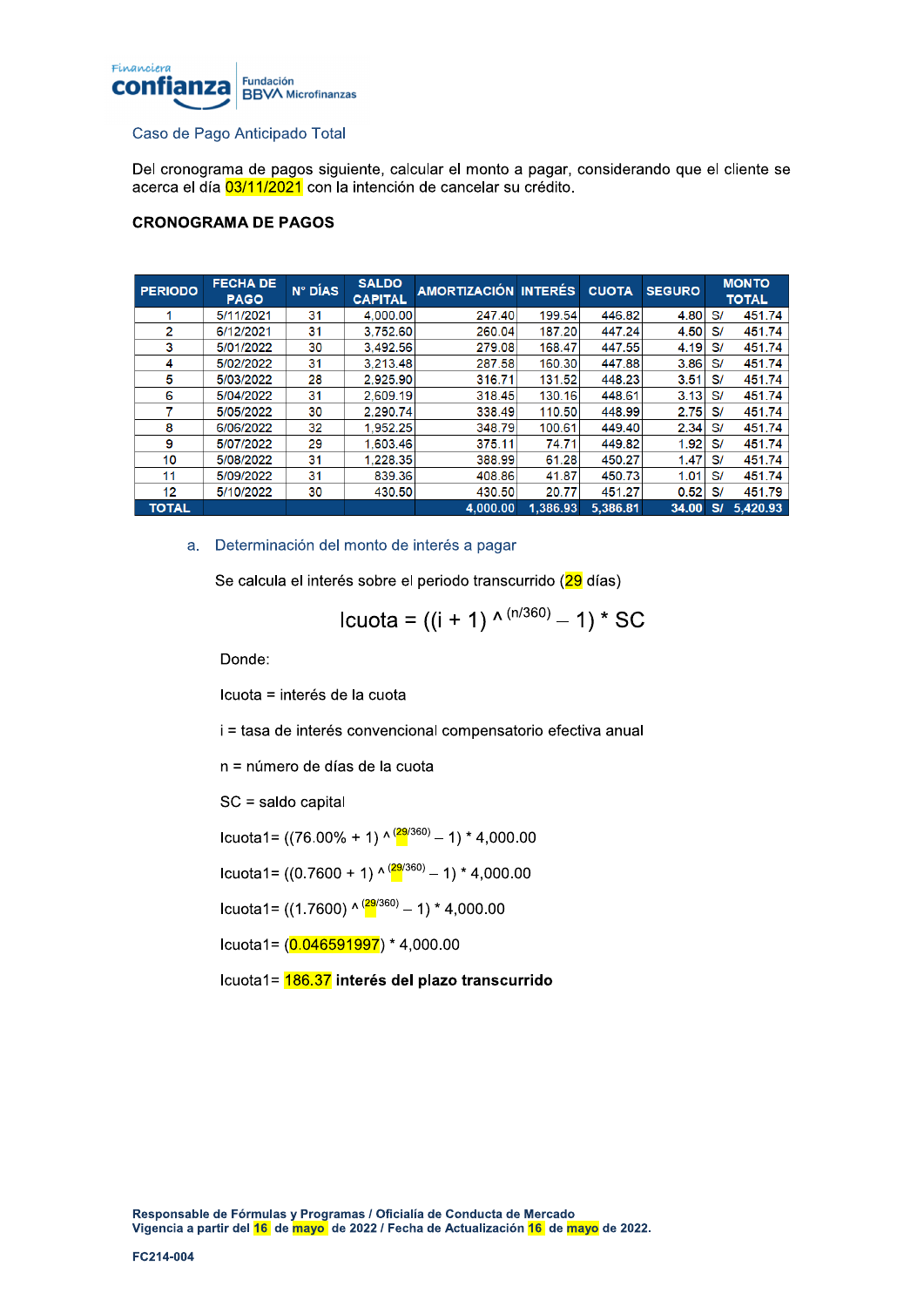Caso de Pago Anticipado Total

Del cronograma de pagos siguiente, calcular el monto a pagar, considerando que el cliente se acerca el día 03/11/2021 con la intención de cancelar su crédito.

**CRONOGRAMA DE PAGOS**

| PERIODO | FECHA DE PAGO | N° DÍAS | SALDO CAPITAL | AMORTIZACIÓN | INTERÉS | CUOTA | SEGURO | MONTO TOTAL | |
|---|---|---|---|---|---|---|---|---|---|
| 1 | 5/11/2021 | 31 | 4,000.00 | 247.40 | 199.54 | 446.82 | 4.80 | S/ | 451.74 |
| 2 | 6/12/2021 | 31 | 3,752.60 | 260.04 | 187.20 | 447.24 | 4.50 | S/ | 451.74 |
| 3 | 5/01/2022 | 30 | 3,492.56 | 279.08 | 168.47 | 447.55 | 4.19 | S/ | 451.74 |
| 4 | 5/02/2022 | 31 | 3,213.48 | 287.58 | 160.30 | 447.88 | 3.86 | S/ | 451.74 |
| 5 | 5/03/2022 | 28 | 2,925.90 | 316.71 | 131.52 | 448.23 | 3.51 | S/ | 451.74 |
| 6 | 5/04/2022 | 31 | 2,609.19 | 318.45 | 130.16 | 448.61 | 3.13 | S/ | 451.74 |
| 7 | 5/05/2022 | 30 | 2,290.74 | 338.49 | 110.50 | 448.99 | 2.75 | S/ | 451.74 |
| 8 | 6/06/2022 | 32 | 1,952.25 | 348.79 | 100.61 | 449.40 | 2.34 | S/ | 451.74 |
| 9 | 5/07/2022 | 29 | 1,603.46 | 375.11 | 74.71 | 449.82 | 1.92 | S/ | 451.74 |
| 10 | 5/08/2022 | 31 | 1,228.35 | 388.99 | 61.28 | 450.27 | 1.47 | S/ | 451.74 |
| 11 | 5/09/2022 | 31 | 839.36 | 408.86 | 41.87 | 450.73 | 1.01 | S/ | 451.74 |
| 12 | 5/10/2022 | 30 | 430.50 | 430.50 | 20.77 | 451.27 | 0.52 | S/ | 451.79 |
| **TOTAL** | | | | **4,000.00** | **1,386.93** | **5,386.81** | **34.00** | **S/** | **5,420.93** |

a. Determinación del monto de interés a pagar

Se calcula el interés sobre el periodo transcurrido (29 días)

$$Icuota = ((i + 1)^{(n/360)} - 1) * SC$$

Donde:

Icuota = interés de la cuota

i = tasa de interés convencional compensatorio efectiva anual

n = número de días de la cuota

SC = saldo capital

$Icuota1 = ((76.00\% + 1)^{(29/360)} - 1) * 4{,}000.00$

$Icuota1 = ((0.7600 + 1)^{(29/360)} - 1) * 4{,}000.00$

$Icuota1 = ((1.7600)^{(29/360)} - 1) * 4{,}000.00$

$Icuota1 = (0.046591997) * 4{,}000.00$

Icuota1= 186.37 **interés del plazo transcurrido**

**Responsable de Fórmulas y Programas / Oficialía de Conducta de Mercado**
**Vigencia a partir del 16 de mayo de 2022 / Fecha de Actualización 16 de mayo de 2022.**

**FC214-004**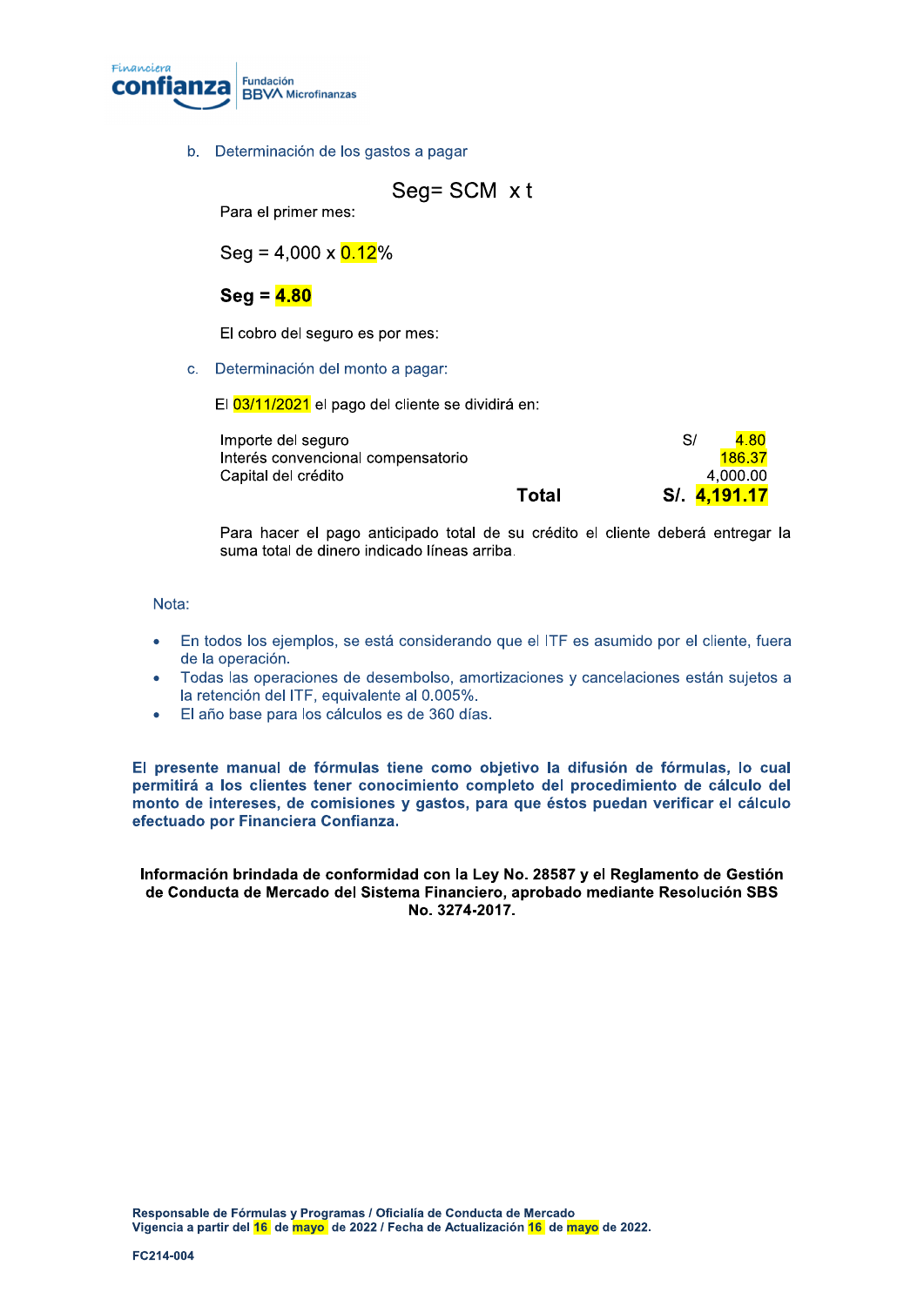b. Determinación de los gastos a pagar

$$Seg = SCM \times t$$

Para el primer mes:

$Seg = 4{,}000 \times 0.12\%$

**$Seg = 4.80$**

El cobro del seguro es por mes:

c. Determinación del monto a pagar:

El 03/11/2021 el pago del cliente se dividirá en:

| | | |
|---|---|---|
| Importe del seguro | | S/ 4.80 |
| Interés convencional compensatorio | | 186.37 |
| Capital del crédito | | 4,000.00 |
| | **Total** | **S/. 4,191.17** |

Para hacer el pago anticipado total de su crédito el cliente deberá entregar la suma total de dinero indicado líneas arriba.

Nota:

- En todos los ejemplos, se está considerando que el ITF es asumido por el cliente, fuera de la operación.
- Todas las operaciones de desembolso, amortizaciones y cancelaciones están sujetos a la retención del ITF, equivalente al 0.005%.
- El año base para los cálculos es de 360 días.

**El presente manual de fórmulas tiene como objetivo la difusión de fórmulas, lo cual permitirá a los clientes tener conocimiento completo del procedimiento de cálculo del monto de intereses, de comisiones y gastos, para que éstos puedan verificar el cálculo efectuado por Financiera Confianza.**

**Información brindada de conformidad con la Ley No. 28587 y el Reglamento de Gestión de Conducta de Mercado del Sistema Financiero, aprobado mediante Resolución SBS No. 3274-2017.**

**Responsable de Fórmulas y Programas / Oficialía de Conducta de Mercado**
**Vigencia a partir del 16 de mayo de 2022 / Fecha de Actualización 16 de mayo de 2022.**

**FC214-004**